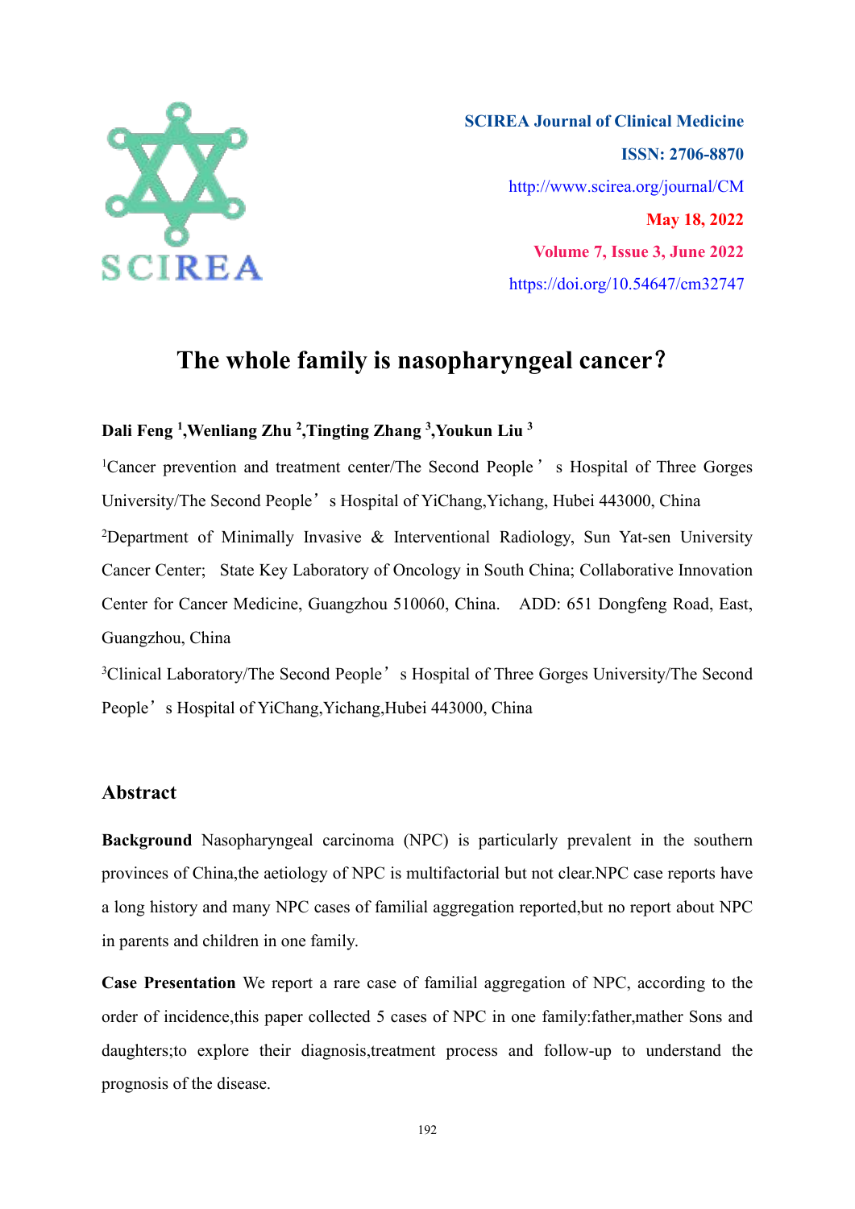SCIREA Journal of Clinical Medicine

ISSN: 2706-8870

http://www.scirea.org/journal/CM

May 18, 2022

Volume 7, Issue 3, June 2022

https://doi.org/10.54647/cm32747

# The whole family is nasopharyngeal cancer?

**Dali Feng [1],Wenliang Zhu [2],Tingting Zhang [3],Youkun Liu [3]**

[1]Cancer prevention and treatment center/The Second People's Hospital of Three Gorges University/The Second People's Hospital of YiChang,Yichang, Hubei 443000, China

[2]Department of Minimally Invasive & Interventional Radiology, Sun Yat-sen University Cancer Center; State Key Laboratory of Oncology in South China; Collaborative Innovation Center for Cancer Medicine, Guangzhou 510060, China. ADD: 651 Dongfeng Road, East, Guangzhou, China

[3]Clinical Laboratory/The Second People's Hospital of Three Gorges University/The Second People's Hospital of YiChang,Yichang,Hubei 443000, China

## Abstract

**Background** Nasopharyngeal carcinoma (NPC) is particularly prevalent in the southern provinces of China,the aetiology of NPC is multifactorial but not clear.NPC case reports have a long history and many NPC cases of familial aggregation reported,but no report about NPC in parents and children in one family.

**Case Presentation** We report a rare case of familial aggregation of NPC, according to the order of incidence,this paper collected 5 cases of NPC in one family:father,mather Sons and daughters;to explore their diagnosis,treatment process and follow-up to understand the prognosis of the disease.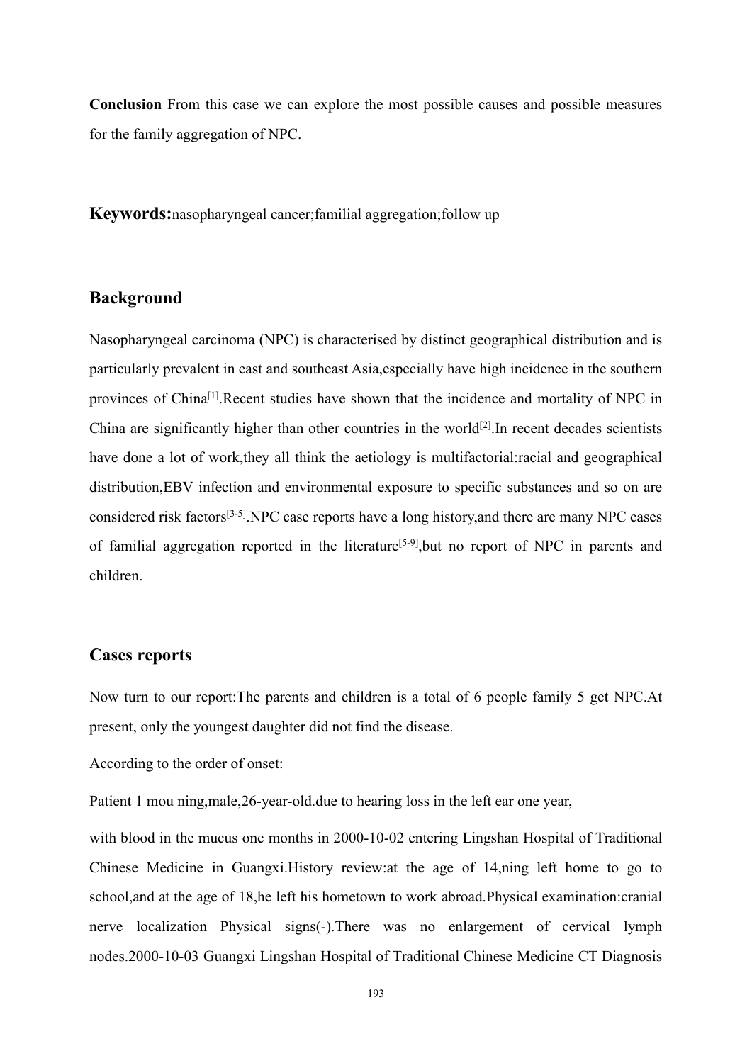**Conclusion** From this case we can explore the most possible causes and possible measures for the family aggregation of NPC.

**Keywords:**nasopharyngeal cancer;familial aggregation;follow up

## Background

Nasopharyngeal carcinoma (NPC) is characterised by distinct geographical distribution and is particularly prevalent in east and southeast Asia,especially have high incidence in the southern provinces of China[1].Recent studies have shown that the incidence and mortality of NPC in China are significantly higher than other countries in the world[2].In recent decades scientists have done a lot of work,they all think the aetiology is multifactorial:racial and geographical distribution,EBV infection and environmental exposure to specific substances and so on are considered risk factors[3-5].NPC case reports have a long history,and there are many NPC cases of familial aggregation reported in the literature[5-9],but no report of NPC in parents and children.

## Cases reports

Now turn to our report:The parents and children is a total of 6 people family 5 get NPC.At present, only the youngest daughter did not find the disease.

According to the order of onset:

Patient 1 mou ning,male,26-year-old.due to hearing loss in the left ear one year,

with blood in the mucus one months in 2000-10-02 entering Lingshan Hospital of Traditional Chinese Medicine in Guangxi.History review:at the age of 14,ning left home to go to school,and at the age of 18,he left his hometown to work abroad.Physical examination:cranial nerve localization Physical signs(-).There was no enlargement of cervical lymph nodes.2000-10-03 Guangxi Lingshan Hospital of Traditional Chinese Medicine CT Diagnosis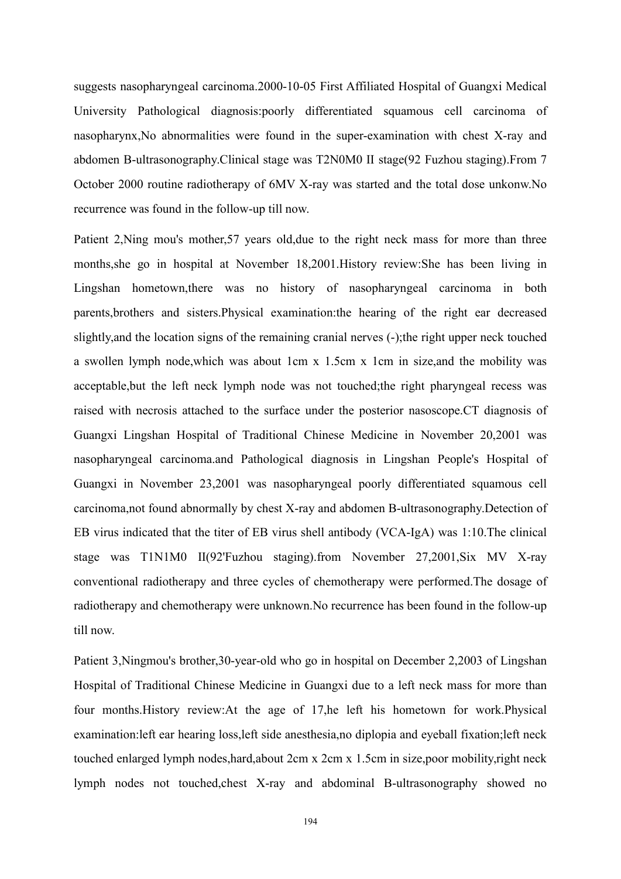suggests nasopharyngeal carcinoma.2000-10-05 First Affiliated Hospital of Guangxi Medical University Pathological diagnosis:poorly differentiated squamous cell carcinoma of nasopharynx,No abnormalities were found in the super-examination with chest X-ray and abdomen B-ultrasonography.Clinical stage was T2N0M0 II stage(92 Fuzhou staging).From 7 October 2000 routine radiotherapy of 6MV X-ray was started and the total dose unkonw.No recurrence was found in the follow-up till now.

Patient 2,Ning mou's mother,57 years old,due to the right neck mass for more than three months,she go in hospital at November 18,2001.History review:She has been living in Lingshan hometown,there was no history of nasopharyngeal carcinoma in both parents,brothers and sisters.Physical examination:the hearing of the right ear decreased slightly,and the location signs of the remaining cranial nerves (-);the right upper neck touched a swollen lymph node,which was about 1cm x 1.5cm x 1cm in size,and the mobility was acceptable,but the left neck lymph node was not touched;the right pharyngeal recess was raised with necrosis attached to the surface under the posterior nasoscope.CT diagnosis of Guangxi Lingshan Hospital of Traditional Chinese Medicine in November 20,2001 was nasopharyngeal carcinoma.and Pathological diagnosis in Lingshan People's Hospital of Guangxi in November 23,2001 was nasopharyngeal poorly differentiated squamous cell carcinoma,not found abnormally by chest X-ray and abdomen B-ultrasonography.Detection of EB virus indicated that the titer of EB virus shell antibody (VCA-IgA) was 1:10.The clinical stage was T1N1M0 II(92'Fuzhou staging).from November 27,2001,Six MV X-ray conventional radiotherapy and three cycles of chemotherapy were performed.The dosage of radiotherapy and chemotherapy were unknown.No recurrence has been found in the follow-up till now.

Patient 3,Ningmou's brother,30-year-old who go in hospital on December 2,2003 of Lingshan Hospital of Traditional Chinese Medicine in Guangxi due to a left neck mass for more than four months.History review:At the age of 17,he left his hometown for work.Physical examination:left ear hearing loss,left side anesthesia,no diplopia and eyeball fixation;left neck touched enlarged lymph nodes,hard,about 2cm x 2cm x 1.5cm in size,poor mobility,right neck lymph nodes not touched,chest X-ray and abdominal B-ultrasonography showed no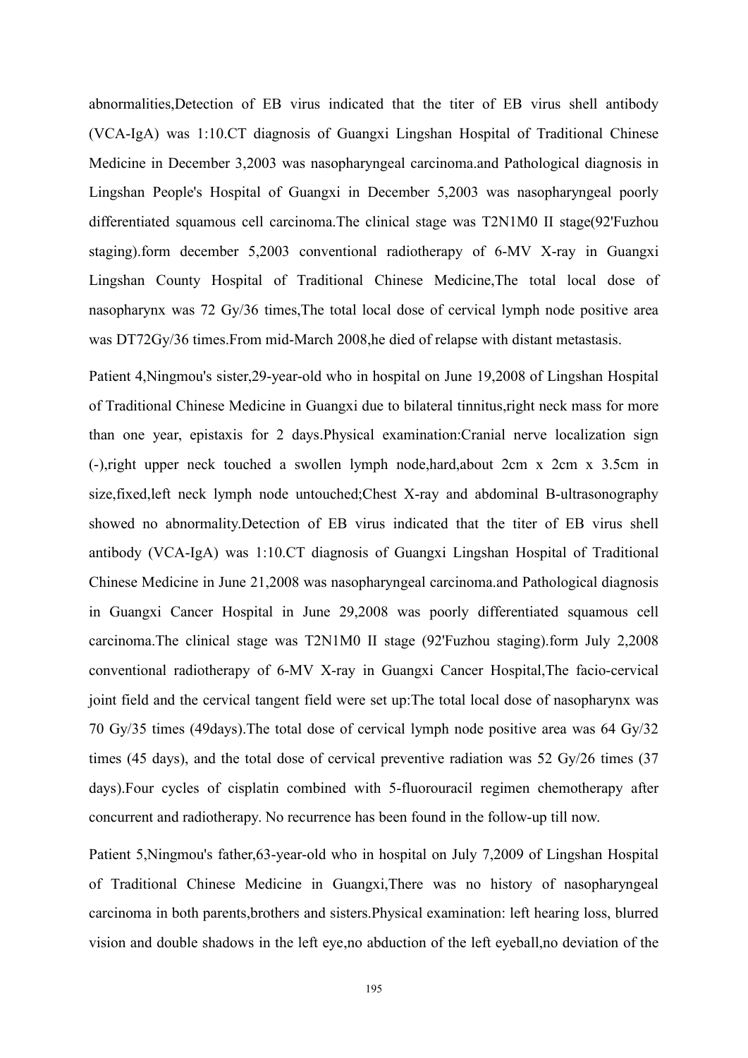abnormalities,Detection of EB virus indicated that the titer of EB virus shell antibody (VCA-IgA) was 1:10.CT diagnosis of Guangxi Lingshan Hospital of Traditional Chinese Medicine in December 3,2003 was nasopharyngeal carcinoma.and Pathological diagnosis in Lingshan People's Hospital of Guangxi in December 5,2003 was nasopharyngeal poorly differentiated squamous cell carcinoma.The clinical stage was T2N1M0 II stage(92'Fuzhou staging).form december 5,2003 conventional radiotherapy of 6-MV X-ray in Guangxi Lingshan County Hospital of Traditional Chinese Medicine,The total local dose of nasopharynx was 72 Gy/36 times,The total local dose of cervical lymph node positive area was DT72Gy/36 times.From mid-March 2008,he died of relapse with distant metastasis.

Patient 4,Ningmou's sister,29-year-old who in hospital on June 19,2008 of Lingshan Hospital of Traditional Chinese Medicine in Guangxi due to bilateral tinnitus,right neck mass for more than one year, epistaxis for 2 days.Physical examination:Cranial nerve localization sign (-),right upper neck touched a swollen lymph node,hard,about 2cm x 2cm x 3.5cm in size,fixed,left neck lymph node untouched;Chest X-ray and abdominal B-ultrasonography showed no abnormality.Detection of EB virus indicated that the titer of EB virus shell antibody (VCA-IgA) was 1:10.CT diagnosis of Guangxi Lingshan Hospital of Traditional Chinese Medicine in June 21,2008 was nasopharyngeal carcinoma.and Pathological diagnosis in Guangxi Cancer Hospital in June 29,2008 was poorly differentiated squamous cell carcinoma.The clinical stage was T2N1M0 II stage (92'Fuzhou staging).form July 2,2008 conventional radiotherapy of 6-MV X-ray in Guangxi Cancer Hospital,The facio-cervical joint field and the cervical tangent field were set up:The total local dose of nasopharynx was 70 Gy/35 times (49days).The total dose of cervical lymph node positive area was 64 Gy/32 times (45 days), and the total dose of cervical preventive radiation was 52 Gy/26 times (37 days).Four cycles of cisplatin combined with 5-fluorouracil regimen chemotherapy after concurrent and radiotherapy. No recurrence has been found in the follow-up till now.

Patient 5,Ningmou's father,63-year-old who in hospital on July 7,2009 of Lingshan Hospital of Traditional Chinese Medicine in Guangxi,There was no history of nasopharyngeal carcinoma in both parents,brothers and sisters.Physical examination: left hearing loss, blurred vision and double shadows in the left eye,no abduction of the left eyeball,no deviation of the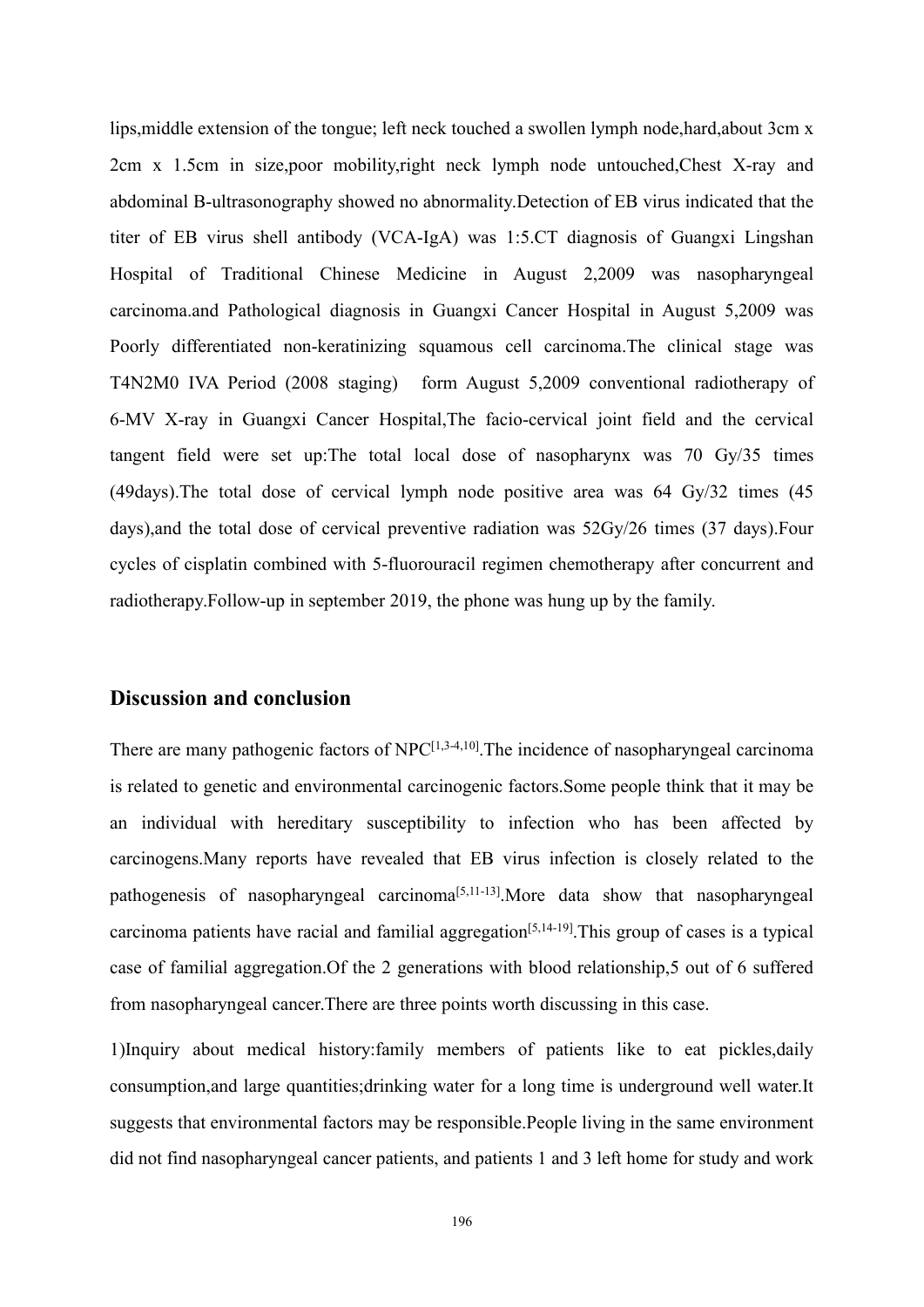lips,middle extension of the tongue; left neck touched a swollen lymph node,hard,about 3cm x 2cm x 1.5cm in size,poor mobility,right neck lymph node untouched,Chest X-ray and abdominal B-ultrasonography showed no abnormality.Detection of EB virus indicated that the titer of EB virus shell antibody (VCA-IgA) was 1:5.CT diagnosis of Guangxi Lingshan Hospital of Traditional Chinese Medicine in August 2,2009 was nasopharyngeal carcinoma.and Pathological diagnosis in Guangxi Cancer Hospital in August 5,2009 was Poorly differentiated non-keratinizing squamous cell carcinoma.The clinical stage was T4N2M0 IVA Period (2008 staging) form August 5,2009 conventional radiotherapy of 6-MV X-ray in Guangxi Cancer Hospital,The facio-cervical joint field and the cervical tangent field were set up:The total local dose of nasopharynx was 70 Gy/35 times (49days).The total dose of cervical lymph node positive area was 64 Gy/32 times (45 days),and the total dose of cervical preventive radiation was 52Gy/26 times (37 days).Four cycles of cisplatin combined with 5-fluorouracil regimen chemotherapy after concurrent and radiotherapy.Follow-up in september 2019, the phone was hung up by the family.

## Discussion and conclusion

There are many pathogenic factors of NPC[1,3-4,10].The incidence of nasopharyngeal carcinoma is related to genetic and environmental carcinogenic factors.Some people think that it may be an individual with hereditary susceptibility to infection who has been affected by carcinogens.Many reports have revealed that EB virus infection is closely related to the pathogenesis of nasopharyngeal carcinoma[5,11-13].More data show that nasopharyngeal carcinoma patients have racial and familial aggregation[5,14-19].This group of cases is a typical case of familial aggregation.Of the 2 generations with blood relationship,5 out of 6 suffered from nasopharyngeal cancer.There are three points worth discussing in this case.

1)Inquiry about medical history:family members of patients like to eat pickles,daily consumption,and large quantities;drinking water for a long time is underground well water.It suggests that environmental factors may be responsible.People living in the same environment did not find nasopharyngeal cancer patients, and patients 1 and 3 left home for study and work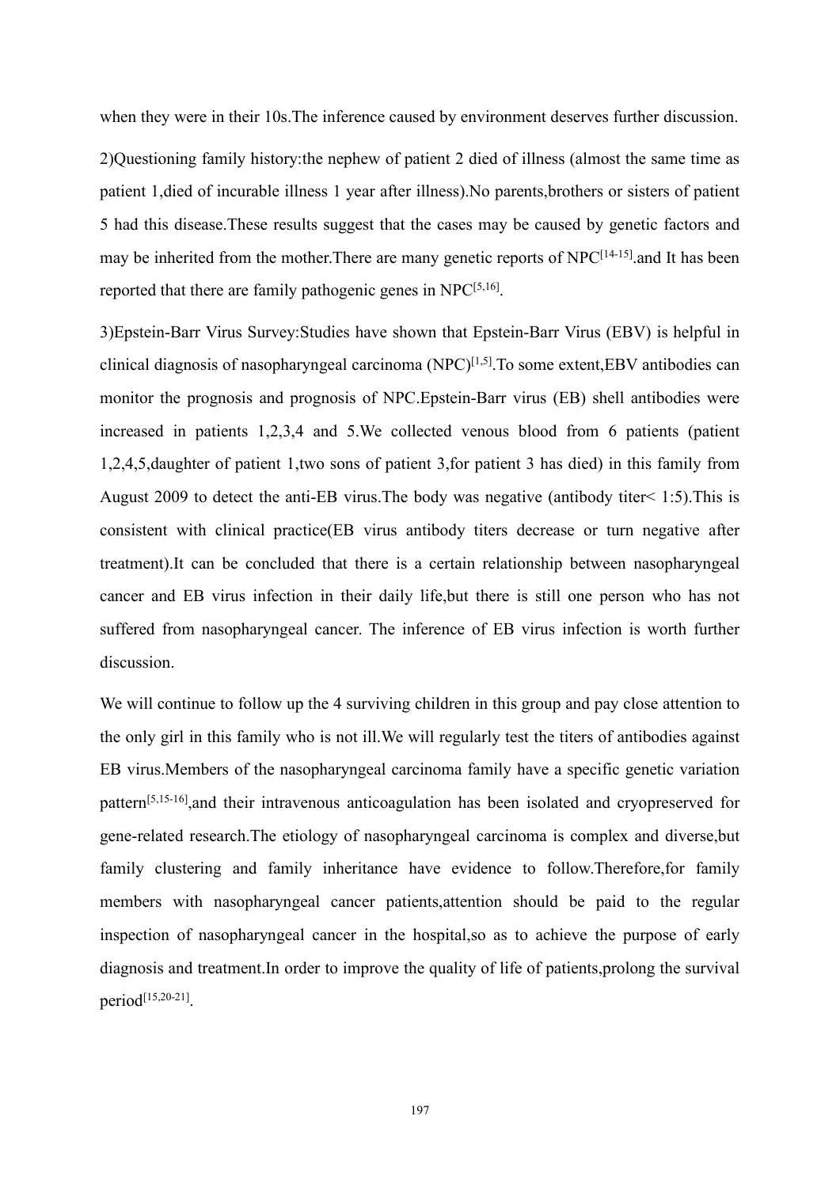when they were in their 10s.The inference caused by environment deserves further discussion.

2)Questioning family history:the nephew of patient 2 died of illness (almost the same time as patient 1,died of incurable illness 1 year after illness).No parents,brothers or sisters of patient 5 had this disease.These results suggest that the cases may be caused by genetic factors and may be inherited from the mother.There are many genetic reports of NPC[14-15].and It has been reported that there are family pathogenic genes in NPC[5,16].

3)Epstein-Barr Virus Survey:Studies have shown that Epstein-Barr Virus (EBV) is helpful in clinical diagnosis of nasopharyngeal carcinoma (NPC)[1,5].To some extent,EBV antibodies can monitor the prognosis and prognosis of NPC.Epstein-Barr virus (EB) shell antibodies were increased in patients 1,2,3,4 and 5.We collected venous blood from 6 patients (patient 1,2,4,5,daughter of patient 1,two sons of patient 3,for patient 3 has died) in this family from August 2009 to detect the anti-EB virus.The body was negative (antibody titer< 1:5).This is consistent with clinical practice(EB virus antibody titers decrease or turn negative after treatment).It can be concluded that there is a certain relationship between nasopharyngeal cancer and EB virus infection in their daily life,but there is still one person who has not suffered from nasopharyngeal cancer. The inference of EB virus infection is worth further discussion.

We will continue to follow up the 4 surviving children in this group and pay close attention to the only girl in this family who is not ill.We will regularly test the titers of antibodies against EB virus.Members of the nasopharyngeal carcinoma family have a specific genetic variation pattern[5,15-16],and their intravenous anticoagulation has been isolated and cryopreserved for gene-related research.The etiology of nasopharyngeal carcinoma is complex and diverse,but family clustering and family inheritance have evidence to follow.Therefore,for family members with nasopharyngeal cancer patients,attention should be paid to the regular inspection of nasopharyngeal cancer in the hospital,so as to achieve the purpose of early diagnosis and treatment.In order to improve the quality of life of patients,prolong the survival period[15,20-21].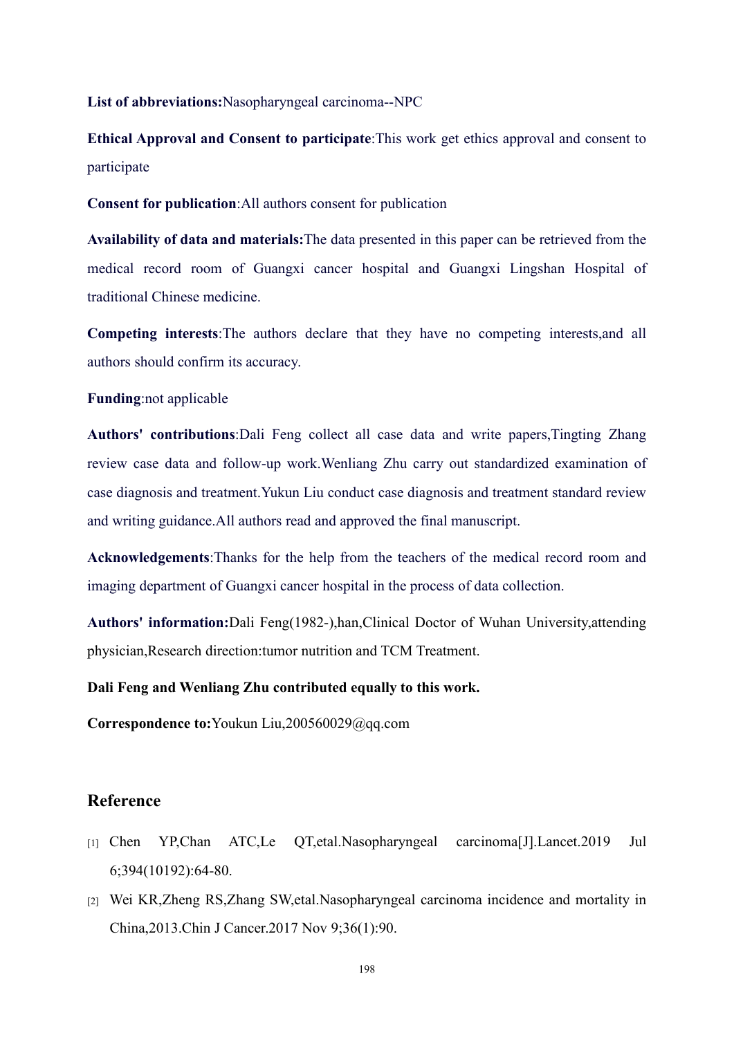**List of abbreviations:**Nasopharyngeal carcinoma--NPC

**Ethical Approval and Consent to participate**:This work get ethics approval and consent to participate

**Consent for publication**:All authors consent for publication

**Availability of data and materials:**The data presented in this paper can be retrieved from the medical record room of Guangxi cancer hospital and Guangxi Lingshan Hospital of traditional Chinese medicine.

**Competing interests**:The authors declare that they have no competing interests,and all authors should confirm its accuracy.

**Funding**:not applicable

**Authors' contributions**:Dali Feng collect all case data and write papers,Tingting Zhang review case data and follow-up work.Wenliang Zhu carry out standardized examination of case diagnosis and treatment.Yukun Liu conduct case diagnosis and treatment standard review and writing guidance.All authors read and approved the final manuscript.

**Acknowledgements**:Thanks for the help from the teachers of the medical record room and imaging department of Guangxi cancer hospital in the process of data collection.

**Authors' information:**Dali Feng(1982-),han,Clinical Doctor of Wuhan University,attending physician,Research direction:tumor nutrition and TCM Treatment.

**Dali Feng and Wenliang Zhu contributed equally to this work.**

**Correspondence to:**Youkun Liu,200560029@qq.com

## Reference

[1] Chen YP,Chan ATC,Le QT,etal.Nasopharyngeal carcinoma[J].Lancet.2019 Jul 6;394(10192):64-80.

[2] Wei KR,Zheng RS,Zhang SW,etal.Nasopharyngeal carcinoma incidence and mortality in China,2013.Chin J Cancer.2017 Nov 9;36(1):90.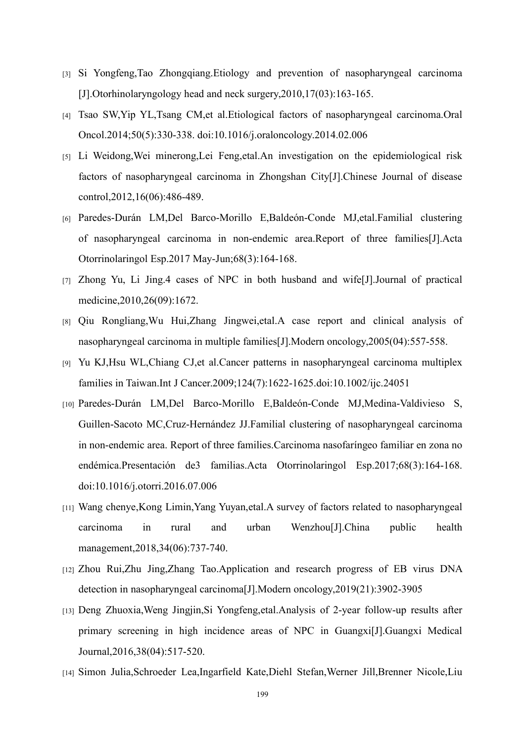[3] Si Yongfeng,Tao Zhongqiang.Etiology and prevention of nasopharyngeal carcinoma [J].Otorhinolaryngology head and neck surgery,2010,17(03):163-165.

[4] Tsao SW,Yip YL,Tsang CM,et al.Etiological factors of nasopharyngeal carcinoma.Oral Oncol.2014;50(5):330-338. doi:10.1016/j.oraloncology.2014.02.006

[5] Li Weidong,Wei minerong,Lei Feng,etal.An investigation on the epidemiological risk factors of nasopharyngeal carcinoma in Zhongshan City[J].Chinese Journal of disease control,2012,16(06):486-489.

[6] Paredes-Durán LM,Del Barco-Morillo E,Baldeón-Conde MJ,etal.Familial clustering of nasopharyngeal carcinoma in non-endemic area.Report of three families[J].Acta Otorrinolaringol Esp.2017 May-Jun;68(3):164-168.

[7] Zhong Yu, Li Jing.4 cases of NPC in both husband and wife[J].Journal of practical medicine,2010,26(09):1672.

[8] Qiu Rongliang,Wu Hui,Zhang Jingwei,etal.A case report and clinical analysis of nasopharyngeal carcinoma in multiple families[J].Modern oncology,2005(04):557-558.

[9] Yu KJ,Hsu WL,Chiang CJ,et al.Cancer patterns in nasopharyngeal carcinoma multiplex families in Taiwan.Int J Cancer.2009;124(7):1622-1625.doi:10.1002/ijc.24051

[10] Paredes-Durán LM,Del Barco-Morillo E,Baldeón-Conde MJ,Medina-Valdivieso S, Guillen-Sacoto MC,Cruz-Hernández JJ.Familial clustering of nasopharyngeal carcinoma in non-endemic area. Report of three families.Carcinoma nasofaríngeo familiar en zona no endémica.Presentación de3 familias.Acta Otorrinolaringol Esp.2017;68(3):164-168. doi:10.1016/j.otorri.2016.07.006

[11] Wang chenye,Kong Limin,Yang Yuyan,etal.A survey of factors related to nasopharyngeal carcinoma in rural and urban Wenzhou[J].China public health management,2018,34(06):737-740.

[12] Zhou Rui,Zhu Jing,Zhang Tao.Application and research progress of EB virus DNA detection in nasopharyngeal carcinoma[J].Modern oncology,2019(21):3902-3905

[13] Deng Zhuoxia,Weng Jingjin,Si Yongfeng,etal.Analysis of 2-year follow-up results after primary screening in high incidence areas of NPC in Guangxi[J].Guangxi Medical Journal,2016,38(04):517-520.

[14] Simon Julia,Schroeder Lea,Ingarfield Kate,Diehl Stefan,Werner Jill,Brenner Nicole,Liu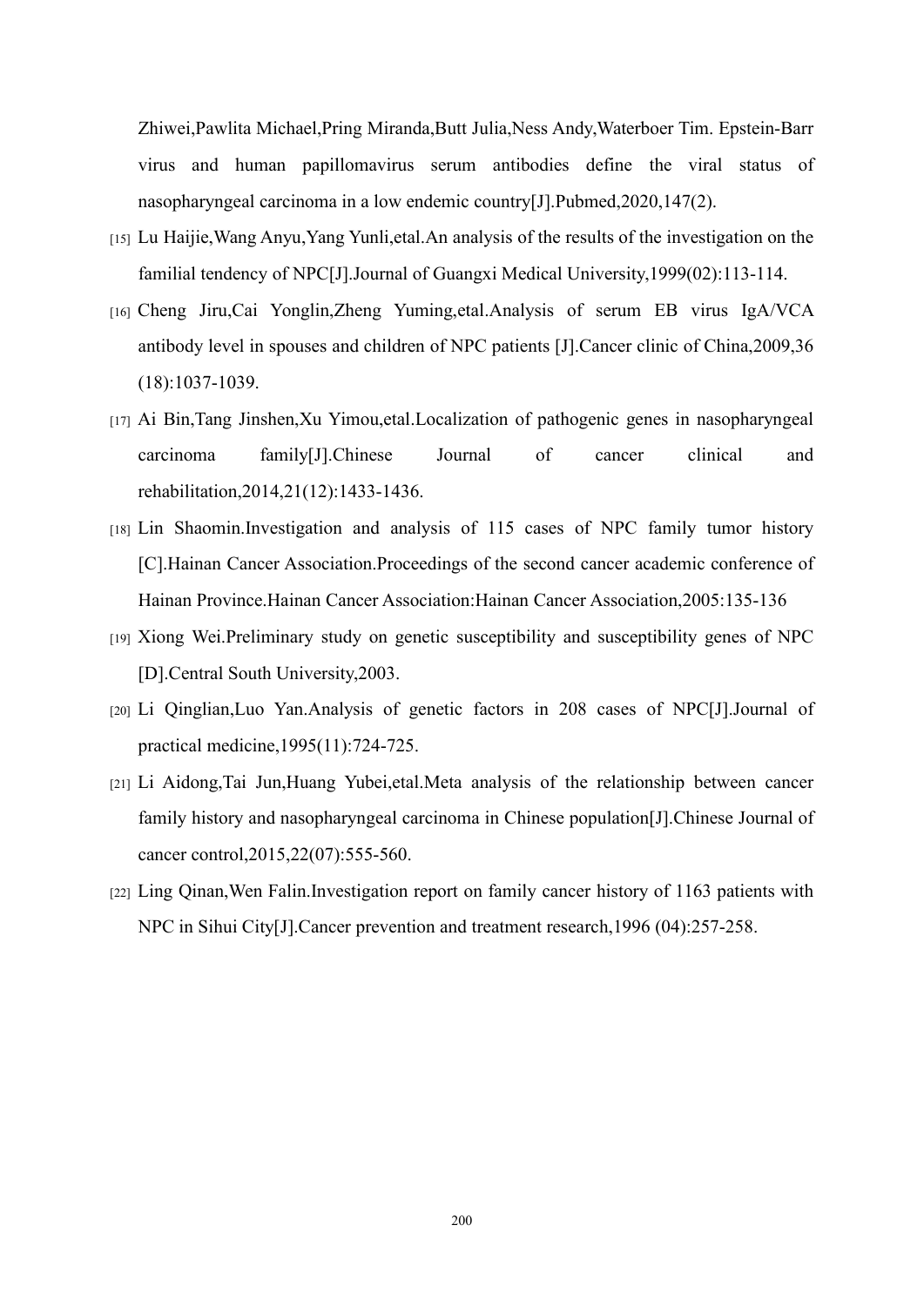Zhiwei,Pawlita Michael,Pring Miranda,Butt Julia,Ness Andy,Waterboer Tim. Epstein-Barr virus and human papillomavirus serum antibodies define the viral status of nasopharyngeal carcinoma in a low endemic country[J].Pubmed,2020,147(2).

[15] Lu Haijie,Wang Anyu,Yang Yunli,etal.An analysis of the results of the investigation on the familial tendency of NPC[J].Journal of Guangxi Medical University,1999(02):113-114.

[16] Cheng Jiru,Cai Yonglin,Zheng Yuming,etal.Analysis of serum EB virus IgA/VCA antibody level in spouses and children of NPC patients [J].Cancer clinic of China,2009,36 (18):1037-1039.

[17] Ai Bin,Tang Jinshen,Xu Yimou,etal.Localization of pathogenic genes in nasopharyngeal carcinoma family[J].Chinese Journal of cancer clinical and rehabilitation,2014,21(12):1433-1436.

[18] Lin Shaomin.Investigation and analysis of 115 cases of NPC family tumor history [C].Hainan Cancer Association.Proceedings of the second cancer academic conference of Hainan Province.Hainan Cancer Association:Hainan Cancer Association,2005:135-136

[19] Xiong Wei.Preliminary study on genetic susceptibility and susceptibility genes of NPC [D].Central South University,2003.

[20] Li Qinglian,Luo Yan.Analysis of genetic factors in 208 cases of NPC[J].Journal of practical medicine,1995(11):724-725.

[21] Li Aidong,Tai Jun,Huang Yubei,etal.Meta analysis of the relationship between cancer family history and nasopharyngeal carcinoma in Chinese population[J].Chinese Journal of cancer control,2015,22(07):555-560.

[22] Ling Qinan,Wen Falin.Investigation report on family cancer history of 1163 patients with NPC in Sihui City[J].Cancer prevention and treatment research,1996 (04):257-258.